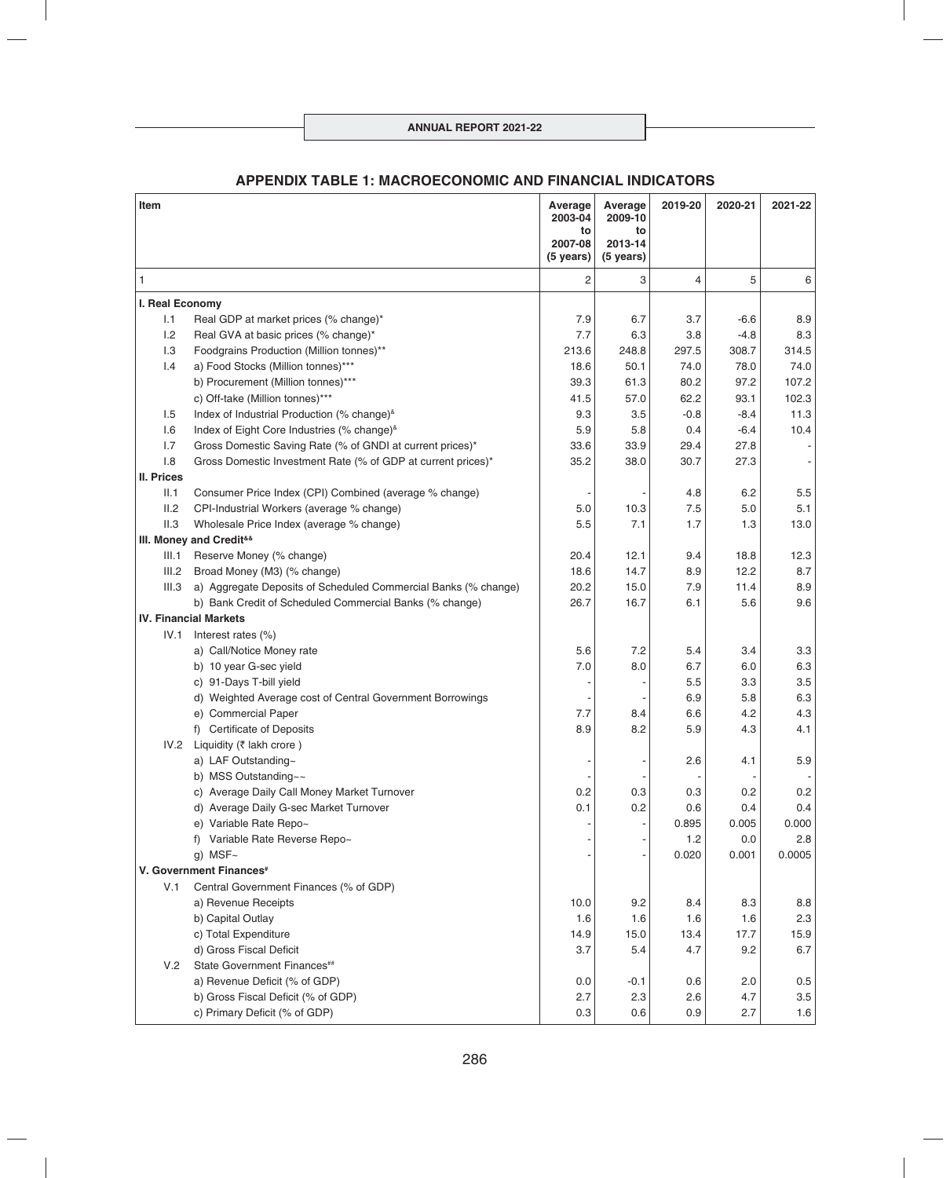## APPENDIX TABLE 1: MACROECONOMIC AND FINANCIAL INDICATORS

| Item | | Average 2003-04 to 2007-08 (5 years) | Average 2009-10 to 2013-14 (5 years) | 2019-20 | 2020-21 | 2021-22 |
|---|---|---|---|---|---|---|
| 1 | | 2 | 3 | 4 | 5 | 6 |
| **I. Real Economy** | | | | | | |
| I.1 | Real GDP at market prices (% change)* | 7.9 | 6.7 | 3.7 | -6.6 | 8.9 |
| I.2 | Real GVA at basic prices (% change)* | 7.7 | 6.3 | 3.8 | -4.8 | 8.3 |
| I.3 | Foodgrains Production (Million tonnes)** | 213.6 | 248.8 | 297.5 | 308.7 | 314.5 |
| I.4 | a) Food Stocks (Million tonnes)*** | 18.6 | 50.1 | 74.0 | 78.0 | 74.0 |
| | b) Procurement (Million tonnes)*** | 39.3 | 61.3 | 80.2 | 97.2 | 107.2 |
| | c) Off-take (Million tonnes)*** | 41.5 | 57.0 | 62.2 | 93.1 | 102.3 |
| I.5 | Index of Industrial Production (% change)& | 9.3 | 3.5 | -0.8 | -8.4 | 11.3 |
| I.6 | Index of Eight Core Industries (% change)& | 5.9 | 5.8 | 0.4 | -6.4 | 10.4 |
| I.7 | Gross Domestic Saving Rate (% of GNDI at current prices)* | 33.6 | 33.9 | 29.4 | 27.8 | - |
| I.8 | Gross Domestic Investment Rate (% of GDP at current prices)* | 35.2 | 38.0 | 30.7 | 27.3 | - |
| **II. Prices** | | | | | | |
| II.1 | Consumer Price Index (CPI) Combined (average % change) | - | - | 4.8 | 6.2 | 5.5 |
| II.2 | CPI-Industrial Workers (average % change) | 5.0 | 10.3 | 7.5 | 5.0 | 5.1 |
| II.3 | Wholesale Price Index (average % change) | 5.5 | 7.1 | 1.7 | 1.3 | 13.0 |
| **III. Money and Credit&&** | | | | | | |
| III.1 | Reserve Money (% change) | 20.4 | 12.1 | 9.4 | 18.8 | 12.3 |
| III.2 | Broad Money (M3) (% change) | 18.6 | 14.7 | 8.9 | 12.2 | 8.7 |
| III.3 | a) Aggregate Deposits of Scheduled Commercial Banks (% change) | 20.2 | 15.0 | 7.9 | 11.4 | 8.9 |
| | b) Bank Credit of Scheduled Commercial Banks (% change) | 26.7 | 16.7 | 6.1 | 5.6 | 9.6 |
| **IV. Financial Markets** | | | | | | |
| IV.1 | Interest rates (%) | | | | | |
| | a) Call/Notice Money rate | 5.6 | 7.2 | 5.4 | 3.4 | 3.3 |
| | b) 10 year G-sec yield | 7.0 | 8.0 | 6.7 | 6.0 | 6.3 |
| | c) 91-Days T-bill yield | - | - | 5.5 | 3.3 | 3.5 |
| | d) Weighted Average cost of Central Government Borrowings | - | - | 6.9 | 5.8 | 6.3 |
| | e) Commercial Paper | 7.7 | 8.4 | 6.6 | 4.2 | 4.3 |
| | f) Certificate of Deposits | 8.9 | 8.2 | 5.9 | 4.3 | 4.1 |
| IV.2 | Liquidity (₹ lakh crore ) | | | | | |
| | a) LAF Outstanding~ | - | - | 2.6 | 4.1 | 5.9 |
| | b) MSS Outstanding~~ | - | - | - | - | - |
| | c) Average Daily Call Money Market Turnover | 0.2 | 0.3 | 0.3 | 0.2 | 0.2 |
| | d) Average Daily G-sec Market Turnover | 0.1 | 0.2 | 0.6 | 0.4 | 0.4 |
| | e) Variable Rate Repo~ | - | - | 0.895 | 0.005 | 0.000 |
| | f) Variable Rate Reverse Repo~ | - | - | 1.2 | 0.0 | 2.8 |
| | g) MSF~ | - | - | 0.020 | 0.001 | 0.0005 |
| **V. Government Finances#** | | | | | | |
| V.1 | Central Government Finances (% of GDP) | | | | | |
| | a) Revenue Receipts | 10.0 | 9.2 | 8.4 | 8.3 | 8.8 |
| | b) Capital Outlay | 1.6 | 1.6 | 1.6 | 1.6 | 2.3 |
| | c) Total Expenditure | 14.9 | 15.0 | 13.4 | 17.7 | 15.9 |
| | d) Gross Fiscal Deficit | 3.7 | 5.4 | 4.7 | 9.2 | 6.7 |
| V.2 | State Government Finances## | | | | | |
| | a) Revenue Deficit (% of GDP) | 0.0 | -0.1 | 0.6 | 2.0 | 0.5 |
| | b) Gross Fiscal Deficit (% of GDP) | 2.7 | 2.3 | 2.6 | 4.7 | 3.5 |
| | c) Primary Deficit (% of GDP) | 0.3 | 0.6 | 0.9 | 2.7 | 1.6 |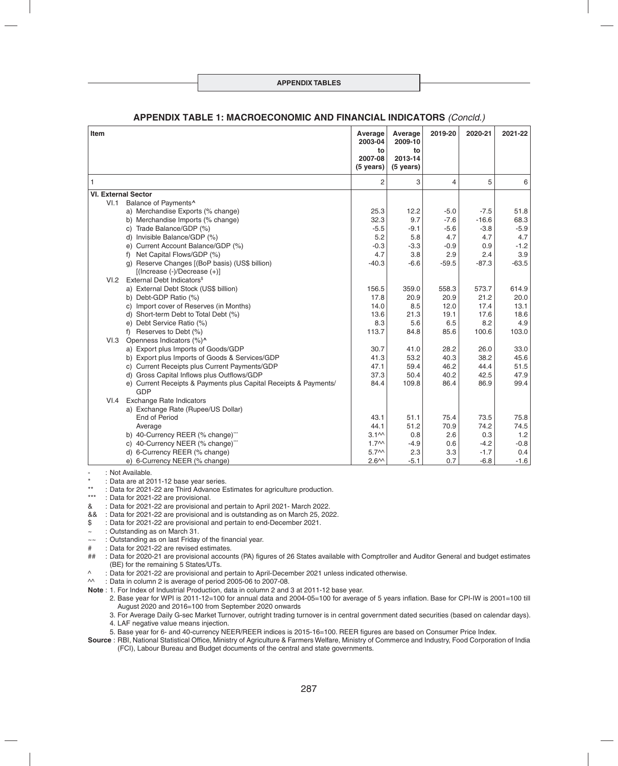## APPENDIX TABLE 1: MACROECONOMIC AND FINANCIAL INDICATORS *(Concld.)*

| Item | Average 2003-04 to 2007-08 (5 years) | Average 2009-10 to 2013-14 (5 years) | 2019-20 | 2020-21 | 2021-22 |
|---|---|---|---|---|---|
| 1 | 2 | 3 | 4 | 5 | 6 |
| **VI. External Sector** | | | | | |
| VI.1 Balance of Payments^ | | | | | |
| a) Merchandise Exports (% change) | 25.3 | 12.2 | -5.0 | -7.5 | 51.8 |
| b) Merchandise Imports (% change) | 32.3 | 9.7 | -7.6 | -16.6 | 68.3 |
| c) Trade Balance/GDP (%) | -5.5 | -9.1 | -5.6 | -3.8 | -5.9 |
| d) Invisible Balance/GDP (%) | 5.2 | 5.8 | 4.7 | 4.7 | 4.7 |
| e) Current Account Balance/GDP (%) | -0.3 | -3.3 | -0.9 | 0.9 | -1.2 |
| f) Net Capital Flows/GDP (%) | 4.7 | 3.8 | 2.9 | 2.4 | 3.9 |
| g) Reserve Changes [(BoP basis) (US$ billion) [(Increase (-)/Decrease (+)] | -40.3 | -6.6 | -59.5 | -87.3 | -63.5 |
| VI.2 External Debt Indicators$ | | | | | |
| a) External Debt Stock (US$ billion) | 156.5 | 359.0 | 558.3 | 573.7 | 614.9 |
| b) Debt-GDP Ratio (%) | 17.8 | 20.9 | 20.9 | 21.2 | 20.0 |
| c) Import cover of Reserves (in Months) | 14.0 | 8.5 | 12.0 | 17.4 | 13.1 |
| d) Short-term Debt to Total Debt (%) | 13.6 | 21.3 | 19.1 | 17.6 | 18.6 |
| e) Debt Service Ratio (%) | 8.3 | 5.6 | 6.5 | 8.2 | 4.9 |
| f) Reserves to Debt (%) | 113.7 | 84.8 | 85.6 | 100.6 | 103.0 |
| VI.3 Openness Indicators (%)^ | | | | | |
| a) Export plus Imports of Goods/GDP | 30.7 | 41.0 | 28.2 | 26.0 | 33.0 |
| b) Export plus Imports of Goods & Services/GDP | 41.3 | 53.2 | 40.3 | 38.2 | 45.6 |
| c) Current Receipts plus Current Payments/GDP | 47.1 | 59.4 | 46.2 | 44.4 | 51.5 |
| d) Gross Capital Inflows plus Outflows/GDP | 37.3 | 50.4 | 40.2 | 42.5 | 47.9 |
| e) Current Receipts & Payments plus Capital Receipts & Payments/ GDP | 84.4 | 109.8 | 86.4 | 86.9 | 99.4 |
| VI.4 Exchange Rate Indicators | | | | | |
| a) Exchange Rate (Rupee/US Dollar) | | | | | |
| End of Period | 43.1 | 51.1 | 75.4 | 73.5 | 75.8 |
| Average | 44.1 | 51.2 | 70.9 | 74.2 | 74.5 |
| b) 40-Currency REER (% change)*** | 3.1^^ | 0.8 | 2.6 | 0.3 | 1.2 |
| c) 40-Currency NEER (% change)*** | 1.7^^ | -4.9 | 0.6 | -4.2 | -0.8 |
| d) 6-Currency REER (% change) | 5.7^^ | 2.3 | 3.3 | -1.7 | 0.4 |
| e) 6-Currency NEER (% change) | 2.6^^ | -5.1 | 0.7 | -6.8 | -1.6 |

- : Not Available.
* : Data are at 2011-12 base year series.
** : Data for 2021-22 are Third Advance Estimates for agriculture production.
*** : Data for 2021-22 are provisional.
& : Data for 2021-22 are provisional and pertain to April 2021- March 2022.
&& : Data for 2021-22 are provisional and is outstanding as on March 25, 2022.
$ : Data for 2021-22 are provisional and pertain to end-December 2021.
~ : Outstanding as on March 31.
~~ : Outstanding as on last Friday of the financial year.
# : Data for 2021-22 are revised estimates.
## : Data for 2020-21 are provisional accounts (PA) figures of 26 States available with Comptroller and Auditor General and budget estimates (BE) for the remaining 5 States/UTs.
^ : Data for 2021-22 are provisional and pertain to April-December 2021 unless indicated otherwise.
^^ : Data in column 2 is average of period 2005-06 to 2007-08.

**Note** : 1. For Index of Industrial Production, data in column 2 and 3 at 2011-12 base year.
2. Base year for WPI is 2011-12=100 for annual data and 2004-05=100 for average of 5 years inflation. Base for CPI-IW is 2001=100 till August 2020 and 2016=100 from September 2020 onwards
3. For Average Daily G-sec Market Turnover, outright trading turnover is in central government dated securities (based on calendar days).
4. LAF negative value means injection.
5. Base year for 6- and 40-currency NEER/REER indices is 2015-16=100. REER figures are based on Consumer Price Index.

**Source** : RBI, National Statistical Office, Ministry of Agriculture & Farmers Welfare, Ministry of Commerce and Industry, Food Corporation of India (FCI), Labour Bureau and Budget documents of the central and state governments.